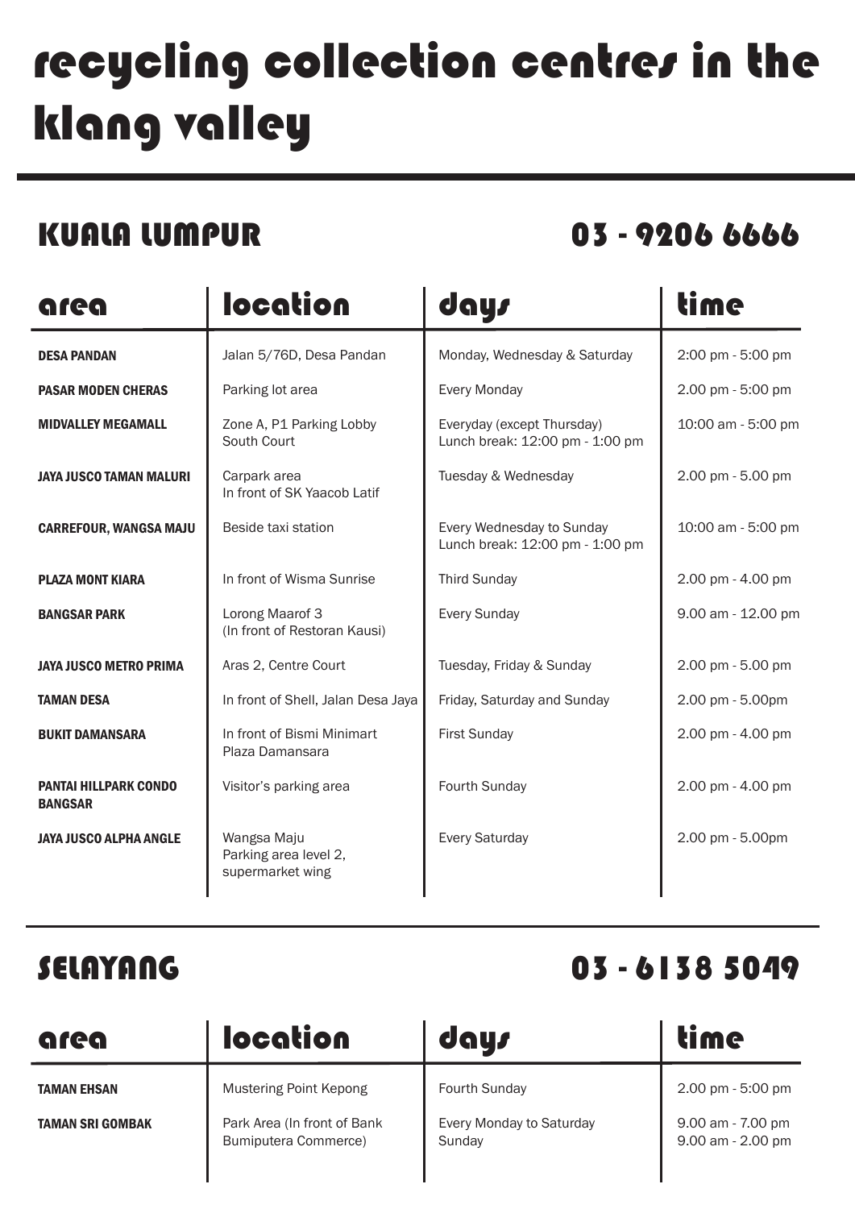# recycling collection centres in the klang valley

## KUALA LUMPUR 03 - 9206 6666

| area | location | days | time |
|---|---|---|---|
| **DESA PANDAN** | Jalan 5/76D, Desa Pandan | Monday, Wednesday & Saturday | 2:00 pm - 5:00 pm |
| **PASAR MODEN CHERAS** | Parking lot area | Every Monday | 2.00 pm - 5:00 pm |
| **MIDVALLEY MEGAMALL** | Zone A, P1 Parking Lobby South Court | Everyday (except Thursday) Lunch break: 12:00 pm - 1:00 pm | 10:00 am - 5:00 pm |
| **JAYA JUSCO TAMAN MALURI** | Carpark area In front of SK Yaacob Latif | Tuesday & Wednesday | 2.00 pm - 5.00 pm |
| **CARREFOUR, WANGSA MAJU** | Beside taxi station | Every Wednesday to Sunday Lunch break: 12:00 pm - 1:00 pm | 10:00 am - 5:00 pm |
| **PLAZA MONT KIARA** | In front of Wisma Sunrise | Third Sunday | 2.00 pm - 4.00 pm |
| **BANGSAR PARK** | Lorong Maarof 3 (In front of Restoran Kausi) | Every Sunday | 9.00 am - 12.00 pm |
| **JAYA JUSCO METRO PRIMA** | Aras 2, Centre Court | Tuesday, Friday & Sunday | 2.00 pm - 5.00 pm |
| **TAMAN DESA** | In front of Shell, Jalan Desa Jaya | Friday, Saturday and Sunday | 2.00 pm - 5.00pm |
| **BUKIT DAMANSARA** | In front of Bismi Minimart Plaza Damansara | First Sunday | 2.00 pm - 4.00 pm |
| **PANTAI HILLPARK CONDO BANGSAR** | Visitor's parking area | Fourth Sunday | 2.00 pm - 4.00 pm |
| **JAYA JUSCO ALPHA ANGLE** | Wangsa Maju Parking area level 2, supermarket wing | Every Saturday | 2.00 pm - 5.00pm |

## SELAYANG 03 - 6138 5049

| area | location | days | time |
|---|---|---|---|
| **TAMAN EHSAN** | Mustering Point Kepong | Fourth Sunday | 2.00 pm - 5:00 pm |
| **TAMAN SRI GOMBAK** | Park Area (In front of Bank Bumiputera Commerce) | Every Monday to Saturday Sunday | 9.00 am - 7.00 pm 9.00 am - 2.00 pm |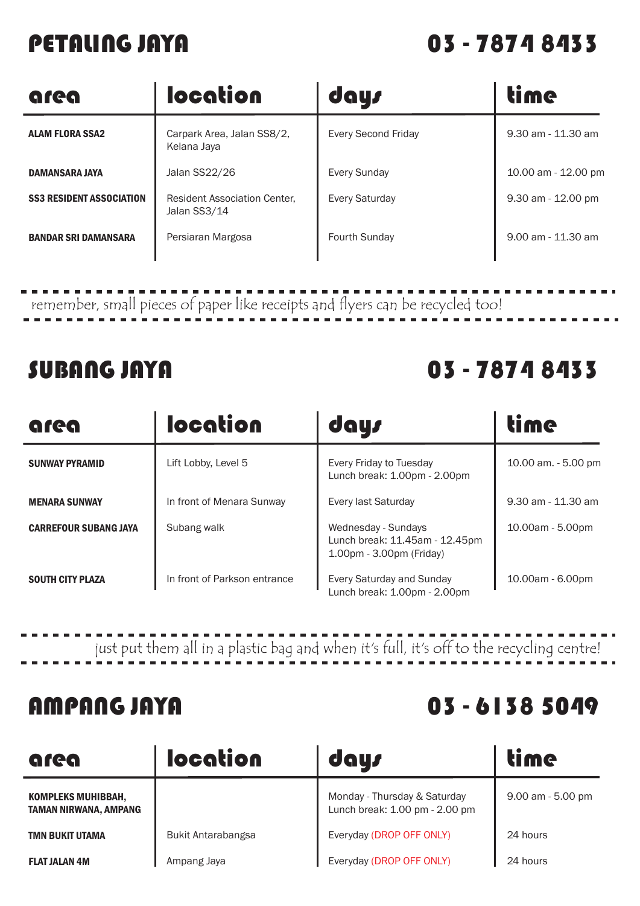## PETALING JAYA 03 - 7874 8433

| area | location | days | time |
|---|---|---|---|
| **ALAM FLORA SSA2** | Carpark Area, Jalan SS8/2, Kelana Jaya | Every Second Friday | 9.30 am - 11.30 am |
| **DAMANSARA JAYA** | Jalan SS22/26 | Every Sunday | 10.00 am - 12.00 pm |
| **SS3 RESIDENT ASSOCIATION** | Resident Association Center, Jalan SS3/14 | Every Saturday | 9.30 am - 12.00 pm |
| **BANDAR SRI DAMANSARA** | Persiaran Margosa | Fourth Sunday | 9.00 am - 11.30 am |

*remember, small pieces of paper like receipts and flyers can be recycled too!*

## SUBANG JAYA 03 - 7874 8433

| area | location | days | time |
|---|---|---|---|
| **SUNWAY PYRAMID** | Lift Lobby, Level 5 | Every Friday to Tuesday<br>Lunch break: 1.00pm - 2.00pm | 10.00 am. - 5.00 pm |
| **MENARA SUNWAY** | In front of Menara Sunway | Every last Saturday | 9.30 am - 11.30 am |
| **CARREFOUR SUBANG JAYA** | Subang walk | Wednesday - Sundays<br>Lunch break: 11.45am - 12.45pm<br>1.00pm - 3.00pm (Friday) | 10.00am - 5.00pm |
| **SOUTH CITY PLAZA** | In front of Parkson entrance | Every Saturday and Sunday<br>Lunch break: 1.00pm - 2.00pm | 10.00am - 6.00pm |

*just put them all in a plastic bag and when it's full, it's off to the recycling centre!*

## AMPANG JAYA 03 - 6138 5049

| area | location | days | time |
|---|---|---|---|
| **KOMPLEKS MUHIBBAH, TAMAN NIRWANA, AMPANG** | | Monday - Thursday & Saturday<br>Lunch break: 1.00 pm - 2.00 pm | 9.00 am - 5.00 pm |
| **TMN BUKIT UTAMA** | Bukit Antarabangsa | Everyday (DROP OFF ONLY) | 24 hours |
| **FLAT JALAN 4M** | Ampang Jaya | Everyday (DROP OFF ONLY) | 24 hours |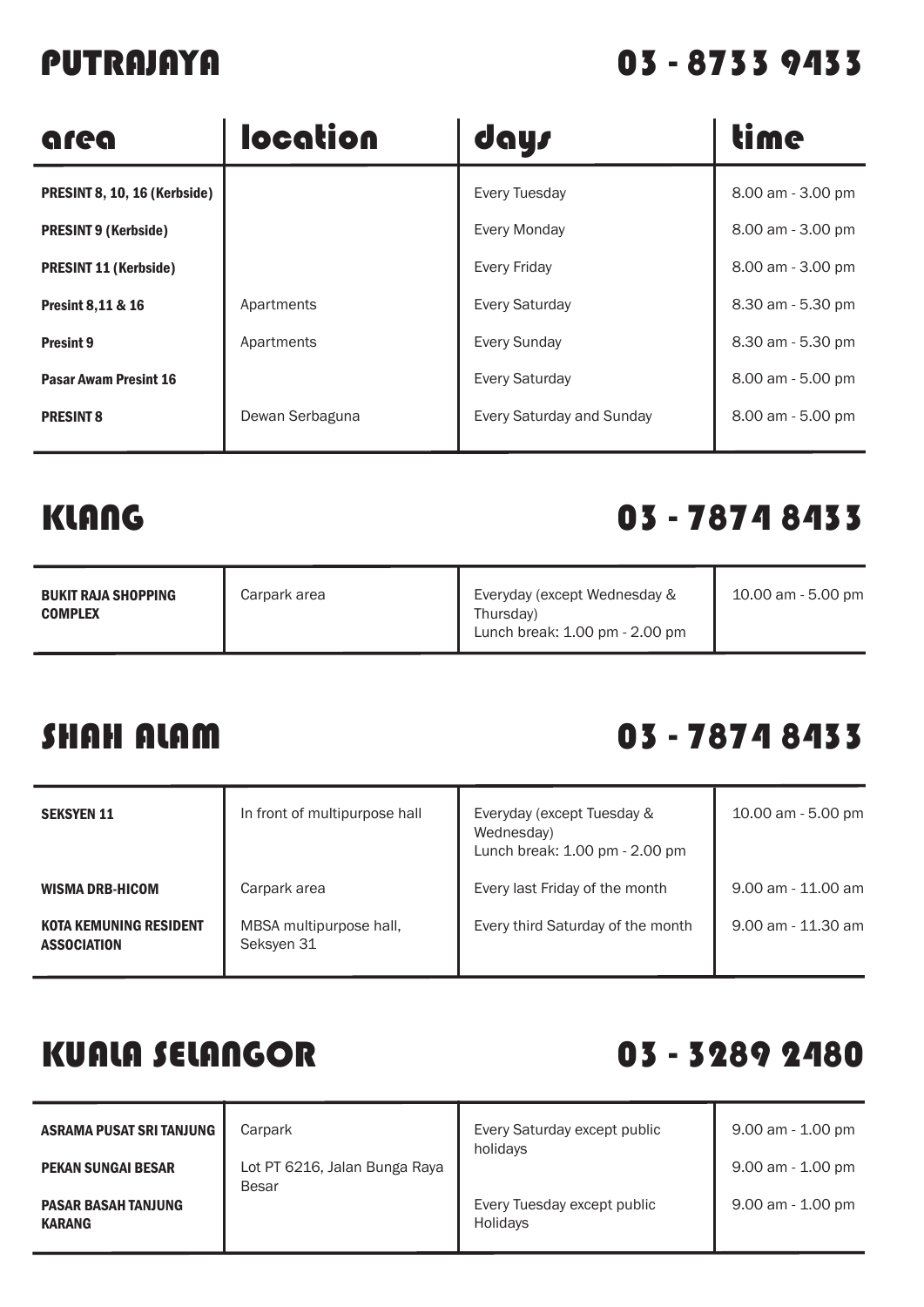## PUTRAJAYA 03 - 8733 9433

| area | location | days | time |
|---|---|---|---|
| **PRESINT 8, 10, 16 (Kerbside)** | | Every Tuesday | 8.00 am - 3.00 pm |
| **PRESINT 9 (Kerbside)** | | Every Monday | 8.00 am - 3.00 pm |
| **PRESINT 11 (Kerbside)** | | Every Friday | 8.00 am - 3.00 pm |
| **Presint 8,11 & 16** | Apartments | Every Saturday | 8.30 am - 5.30 pm |
| **Presint 9** | Apartments | Every Sunday | 8.30 am - 5.30 pm |
| **Pasar Awam Presint 16** | | Every Saturday | 8.00 am - 5.00 pm |
| **PRESINT 8** | Dewan Serbaguna | Every Saturday and Sunday | 8.00 am - 5.00 pm |

## KLANG 03 - 7874 8433

| area | location | days | time |
|---|---|---|---|
| **BUKIT RAJA SHOPPING COMPLEX** | Carpark area | Everyday (except Wednesday & Thursday) Lunch break: 1.00 pm - 2.00 pm | 10.00 am - 5.00 pm |

## SHAH ALAM 03 - 7874 8433

| area | location | days | time |
|---|---|---|---|
| **SEKSYEN 11** | In front of multipurpose hall | Everyday (except Tuesday & Wednesday) Lunch break: 1.00 pm - 2.00 pm | 10.00 am - 5.00 pm |
| **WISMA DRB-HICOM** | Carpark area | Every last Friday of the month | 9.00 am - 11.00 am |
| **KOTA KEMUNING RESIDENT ASSOCIATION** | MBSA multipurpose hall, Seksyen 31 | Every third Saturday of the month | 9.00 am - 11.30 am |

## KUALA SELANGOR 03 - 3289 2480

| area | location | days | time |
|---|---|---|---|
| **ASRAMA PUSAT SRI TANJUNG** | Carpark | Every Saturday except public holidays | 9.00 am - 1.00 pm |
| **PEKAN SUNGAI BESAR** | Lot PT 6216, Jalan Bunga Raya Besar | | 9.00 am - 1.00 pm |
| **PASAR BASAH TANJUNG KARANG** | | Every Tuesday except public Holidays | 9.00 am - 1.00 pm |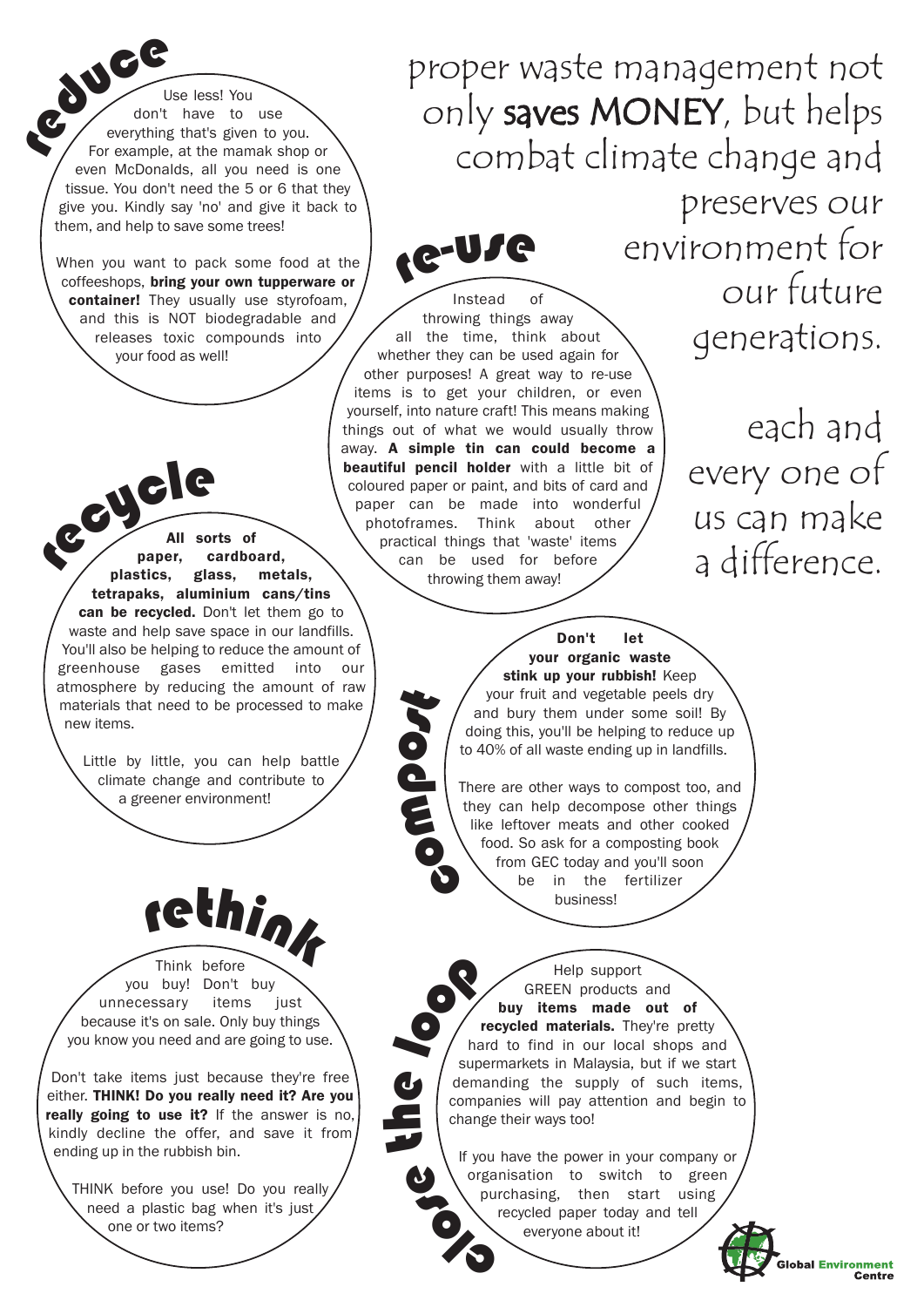proper waste management not only saves MONEY, but helps combat climate change and preserves our environment for our future generations.

each and every one of us can make a difference.

## reduce

Use less! You don't have to use everything that's given to you. For example, at the mamak shop or even McDonalds, all you need is one tissue. You don't need the 5 or 6 that they give you. Kindly say 'no' and give it back to them, and help to save some trees!

When you want to pack some food at the coffeeshops, **bring your own tupperware or container!** They usually use styrofoam, and this is NOT biodegradable and releases toxic compounds into your food as well!

## re-use

Instead of throwing things away all the time, think about whether they can be used again for other purposes! A great way to re-use items is to get your children, or even yourself, into nature craft! This means making things out of what we would usually throw away. **A simple tin can could become a beautiful pencil holder** with a little bit of coloured paper or paint, and bits of card and paper can be made into wonderful photoframes. Think about other practical things that 'waste' items can be used for before throwing them away!

## recycle

**All sorts of paper, cardboard, plastics, glass, metals, tetrapaks, aluminium cans/tins can be recycled.** Don't let them go to waste and help save space in our landfills. You'll also be helping to reduce the amount of greenhouse gases emitted into our atmosphere by reducing the amount of raw materials that need to be processed to make new items.

Little by little, you can help battle climate change and contribute to a greener environment!

## compost

**Don't let your organic waste stink up your rubbish!** Keep your fruit and vegetable peels dry and bury them under some soil! By doing this, you'll be helping to reduce up to 40% of all waste ending up in landfills.

There are other ways to compost too, and they can help decompose other things like leftover meats and other cooked food. So ask for a composting book from GEC today and you'll soon be in the fertilizer business!

## rethink

Think before you buy! Don't buy unnecessary items just because it's on sale. Only buy things you know you need and are going to use.

Don't take items just because they're free either. **THINK! Do you really need it? Are you really going to use it?** If the answer is no, kindly decline the offer, and save it from ending up in the rubbish bin.

THINK before you use! Do you really need a plastic bag when it's just one or two items?

## close the loop

Help support GREEN products and **buy items made out of recycled materials.** They're pretty hard to find in our local shops and supermarkets in Malaysia, but if we start demanding the supply of such items, companies will pay attention and begin to change their ways too!

If you have the power in your company or organisation to switch to green purchasing, then start using recycled paper today and tell everyone about it!

Global Environment Centre